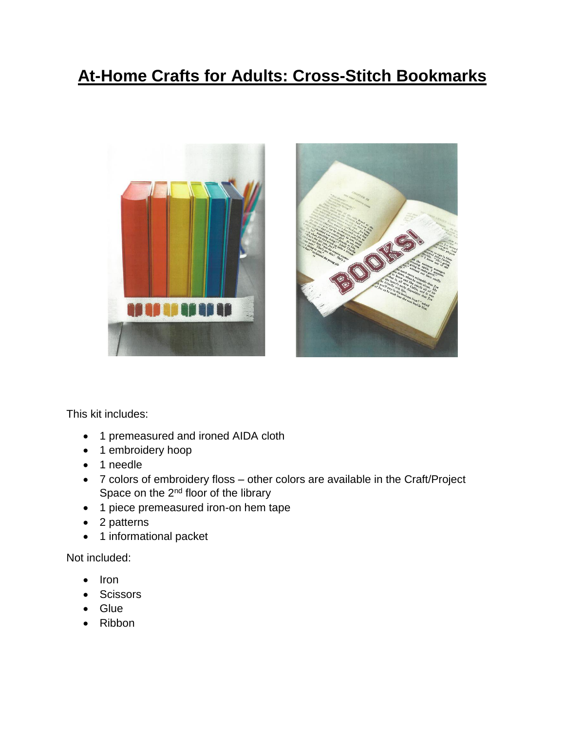# At-Home Crafts for Adults: Cross-Stitch Bookmarks

This kit includes:

- 1 premeasured and ironed AIDA cloth
- 1 embroidery hoop
- 1 needle
- 7 colors of embroidery floss – other colors are available in the Craft/Project Space on the 2nd floor of the library
- 1 piece premeasured iron-on hem tape
- 2 patterns
- 1 informational packet

Not included:

- Iron
- Scissors
- Glue
- Ribbon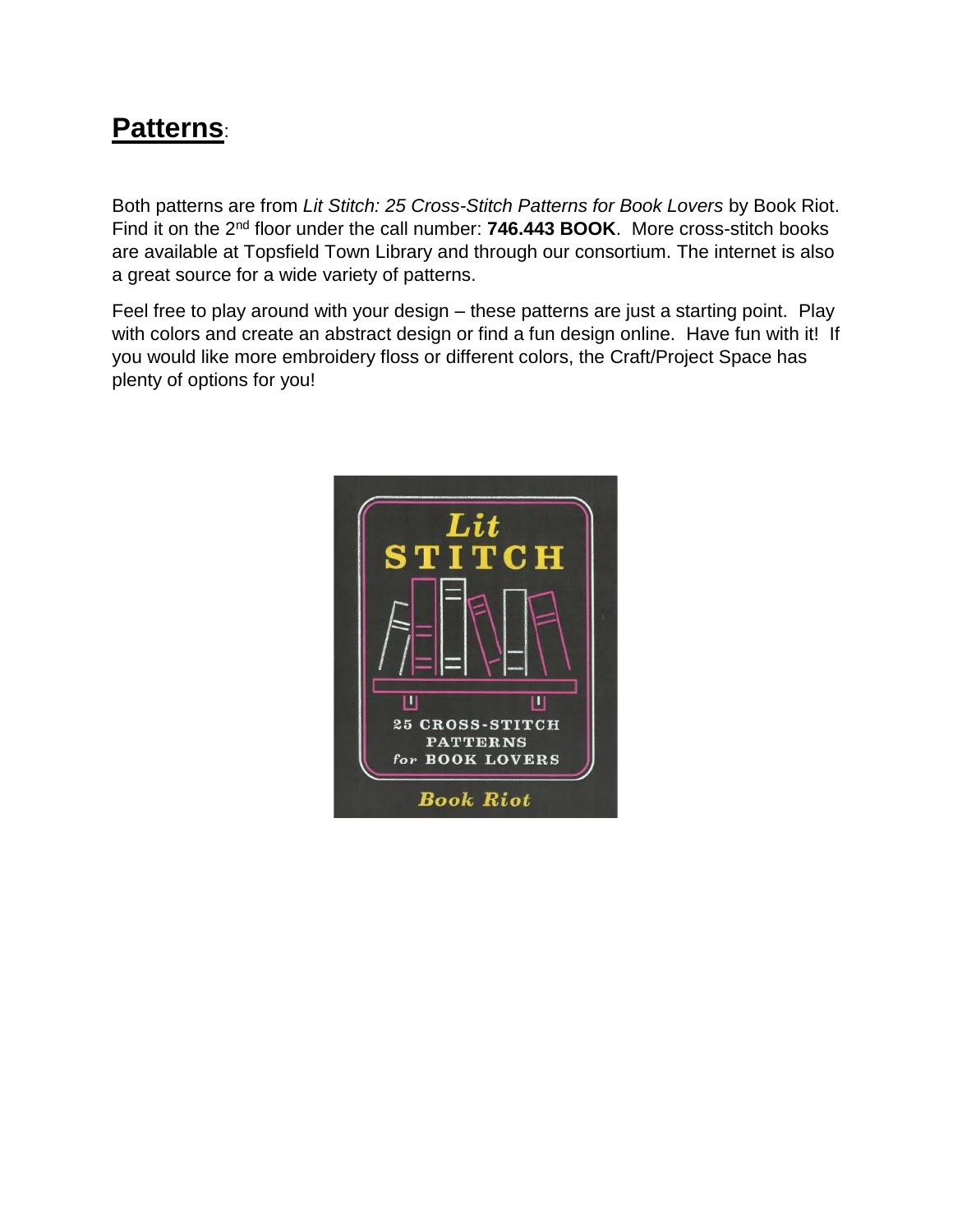## **Patterns**:

Both patterns are from *Lit Stitch: 25 Cross-Stitch Patterns for Book Lovers* by Book Riot. Find it on the 2nd floor under the call number: **746.443 BOOK**. More cross-stitch books are available at Topsfield Town Library and through our consortium. The internet is also a great source for a wide variety of patterns.

Feel free to play around with your design – these patterns are just a starting point. Play with colors and create an abstract design or find a fun design online. Have fun with it! If you would like more embroidery floss or different colors, the Craft/Project Space has plenty of options for you!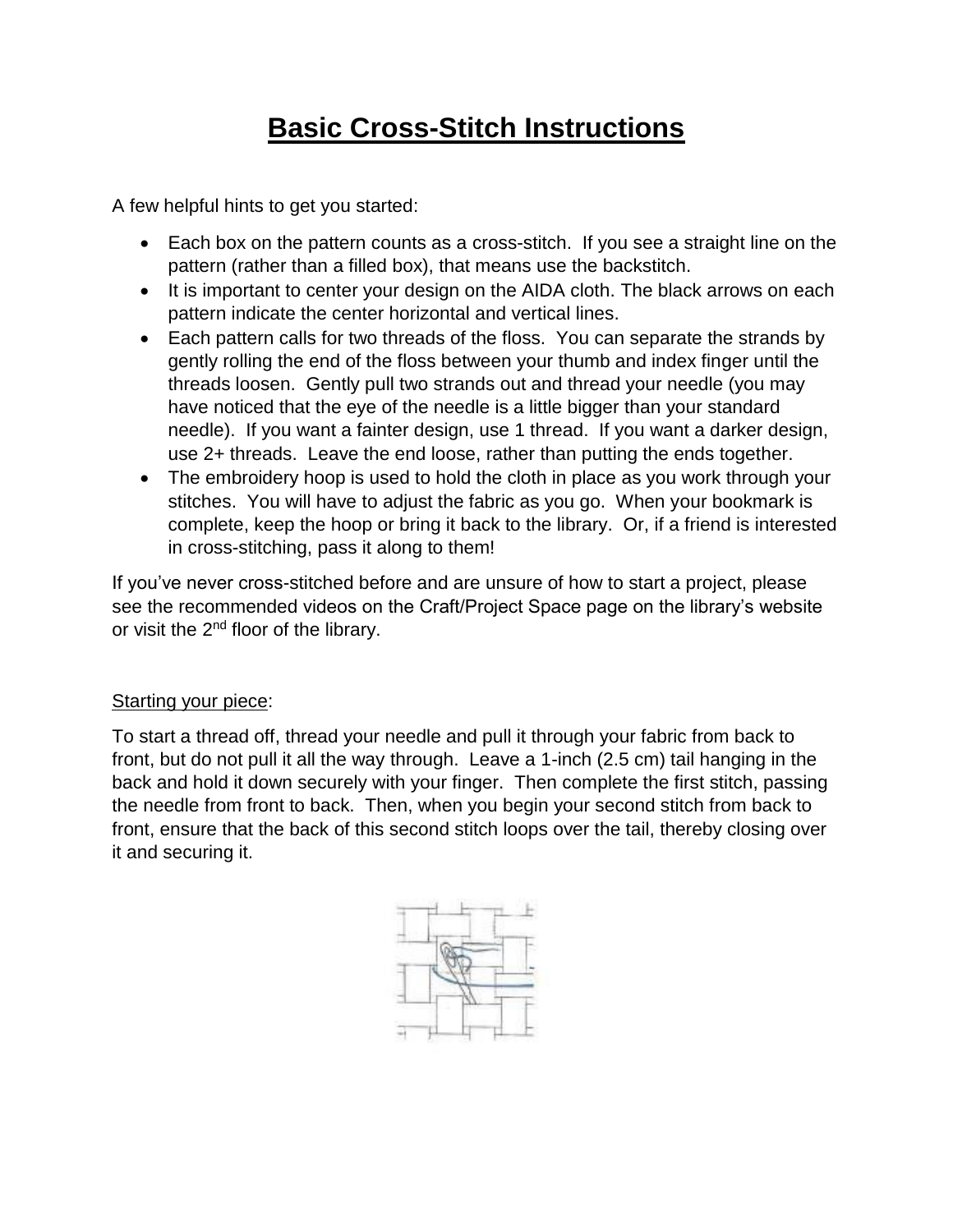# **Basic Cross-Stitch Instructions**

A few helpful hints to get you started:

- Each box on the pattern counts as a cross-stitch. If you see a straight line on the pattern (rather than a filled box), that means use the backstitch.
- It is important to center your design on the AIDA cloth. The black arrows on each pattern indicate the center horizontal and vertical lines.
- Each pattern calls for two threads of the floss. You can separate the strands by gently rolling the end of the floss between your thumb and index finger until the threads loosen. Gently pull two strands out and thread your needle (you may have noticed that the eye of the needle is a little bigger than your standard needle). If you want a fainter design, use 1 thread. If you want a darker design, use 2+ threads. Leave the end loose, rather than putting the ends together.
- The embroidery hoop is used to hold the cloth in place as you work through your stitches. You will have to adjust the fabric as you go. When your bookmark is complete, keep the hoop or bring it back to the library. Or, if a friend is interested in cross-stitching, pass it along to them!

If you've never cross-stitched before and are unsure of how to start a project, please see the recommended videos on the Craft/Project Space page on the library's website or visit the 2nd floor of the library.

Starting your piece:

To start a thread off, thread your needle and pull it through your fabric from back to front, but do not pull it all the way through. Leave a 1-inch (2.5 cm) tail hanging in the back and hold it down securely with your finger. Then complete the first stitch, passing the needle from front to back. Then, when you begin your second stitch from back to front, ensure that the back of this second stitch loops over the tail, thereby closing over it and securing it.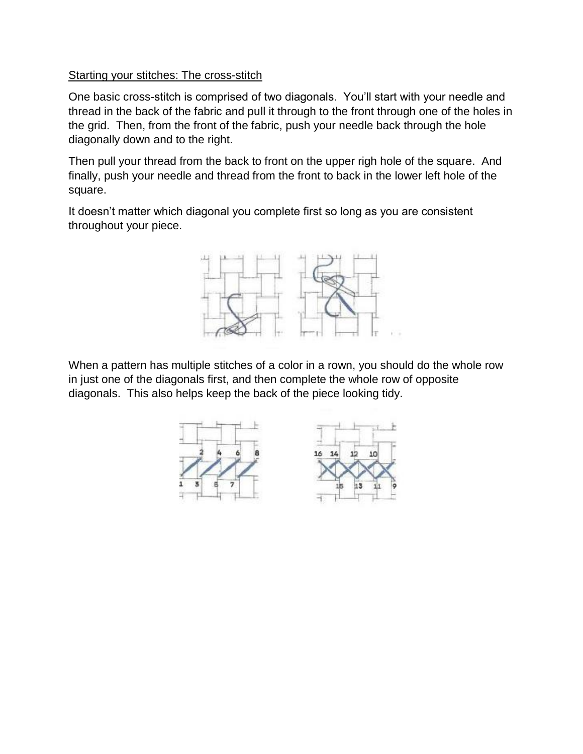Starting your stitches: The cross-stitch

One basic cross-stitch is comprised of two diagonals. You'll start with your needle and thread in the back of the fabric and pull it through to the front through one of the holes in the grid. Then, from the front of the fabric, push your needle back through the hole diagonally down and to the right.

Then pull your thread from the back to front on the upper righ hole of the square. And finally, push your needle and thread from the front to back in the lower left hole of the square.

It doesn't matter which diagonal you complete first so long as you are consistent throughout your piece.

When a pattern has multiple stitches of a color in a rown, you should do the whole row in just one of the diagonals first, and then complete the whole row of opposite diagonals. This also helps keep the back of the piece looking tidy.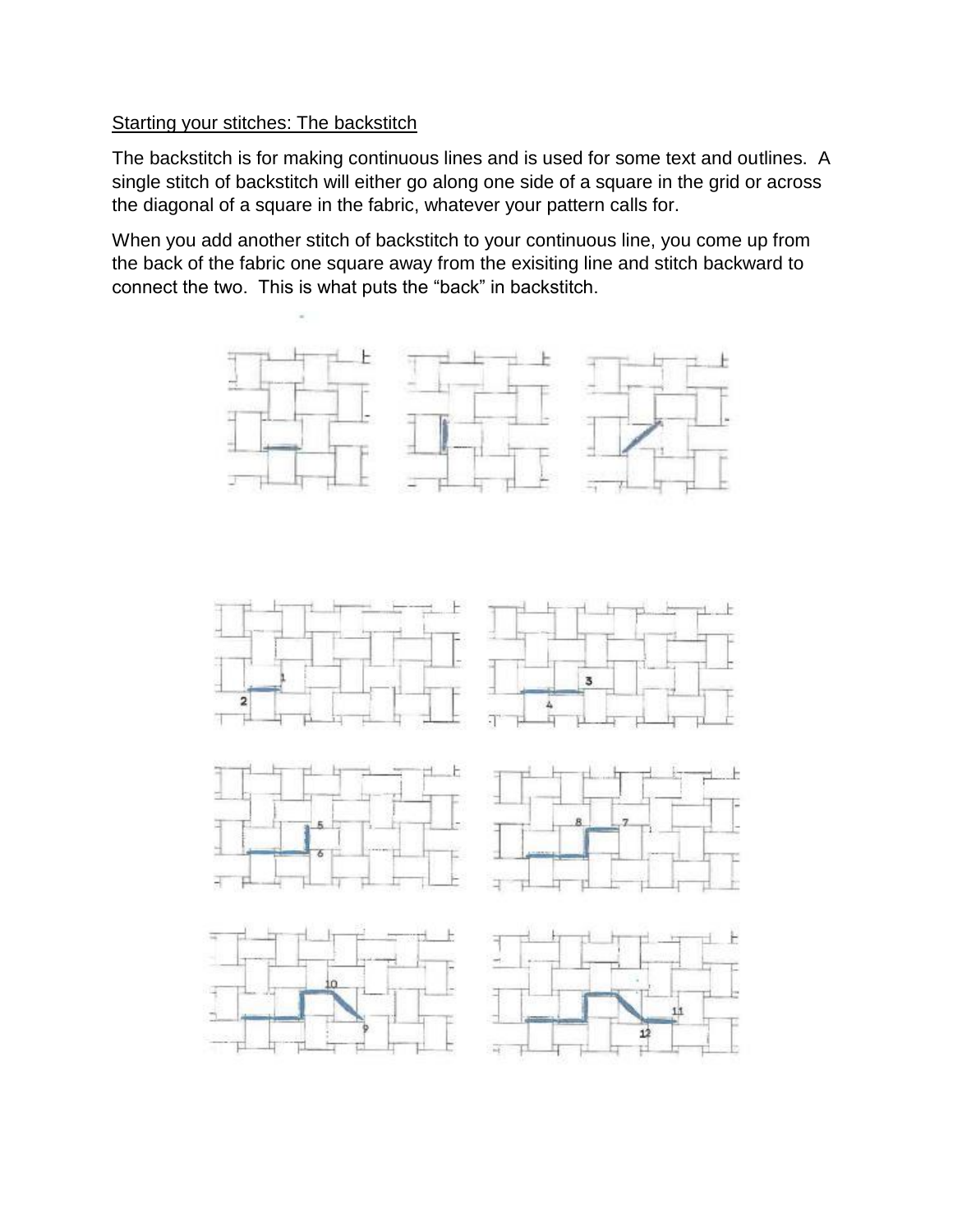<u>Starting your stitches: The backstitch</u>

The backstitch is for making continuous lines and is used for some text and outlines. A single stitch of backstitch will either go along one side of a square in the grid or across the diagonal of a square in the fabric, whatever your pattern calls for.

When you add another stitch of backstitch to your continuous line, you come up from the back of the fabric one square away from the exisiting line and stitch backward to connect the two. This is what puts the "back" in backstitch.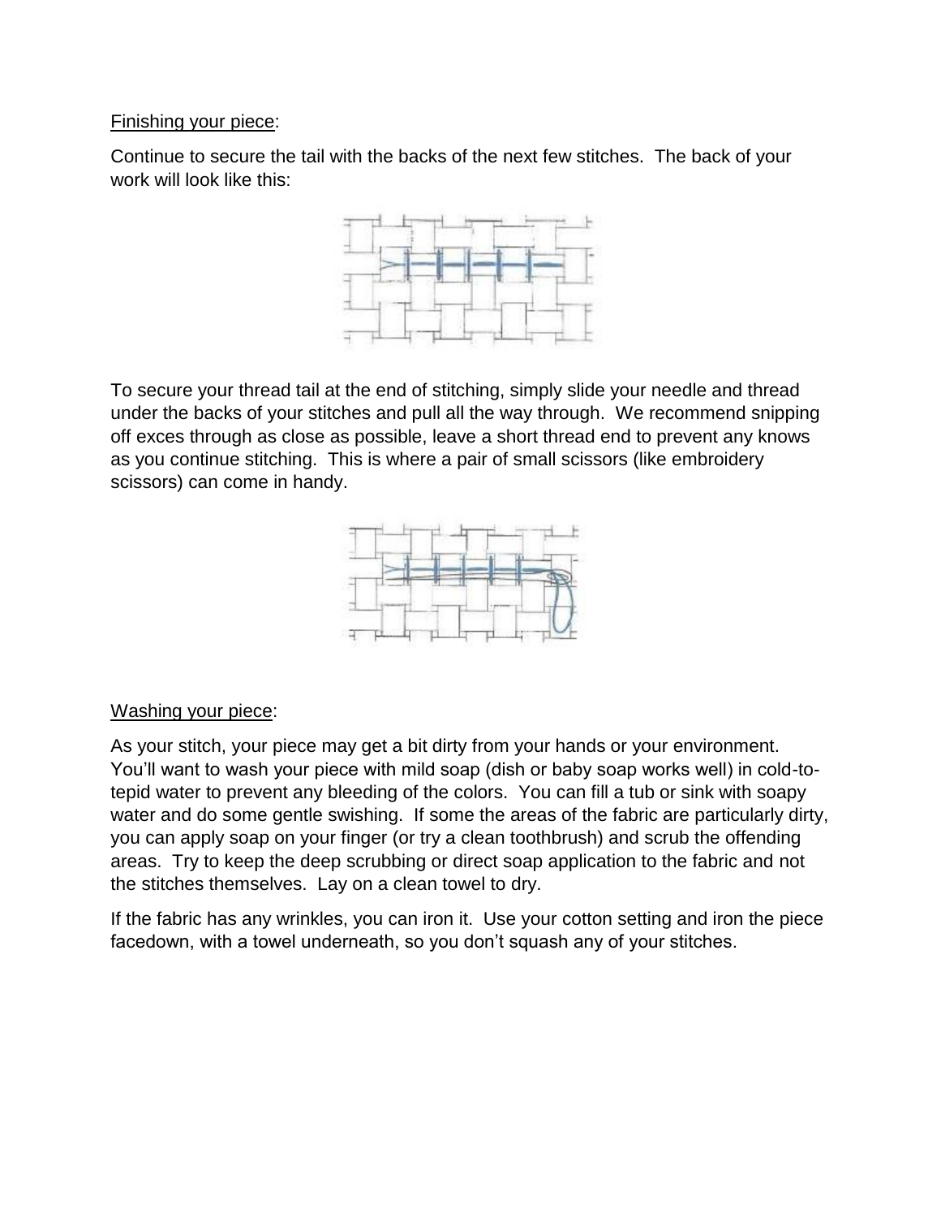Finishing your piece:

Continue to secure the tail with the backs of the next few stitches. The back of your work will look like this:

To secure your thread tail at the end of stitching, simply slide your needle and thread under the backs of your stitches and pull all the way through. We recommend snipping off exces through as close as possible, leave a short thread end to prevent any knows as you continue stitching. This is where a pair of small scissors (like embroidery scissors) can come in handy.

Washing your piece:

As your stitch, your piece may get a bit dirty from your hands or your environment. You'll want to wash your piece with mild soap (dish or baby soap works well) in cold-to-tepid water to prevent any bleeding of the colors. You can fill a tub or sink with soapy water and do some gentle swishing. If some the areas of the fabric are particularly dirty, you can apply soap on your finger (or try a clean toothbrush) and scrub the offending areas. Try to keep the deep scrubbing or direct soap application to the fabric and not the stitches themselves. Lay on a clean towel to dry.

If the fabric has any wrinkles, you can iron it. Use your cotton setting and iron the piece facedown, with a towel underneath, so you don't squash any of your stitches.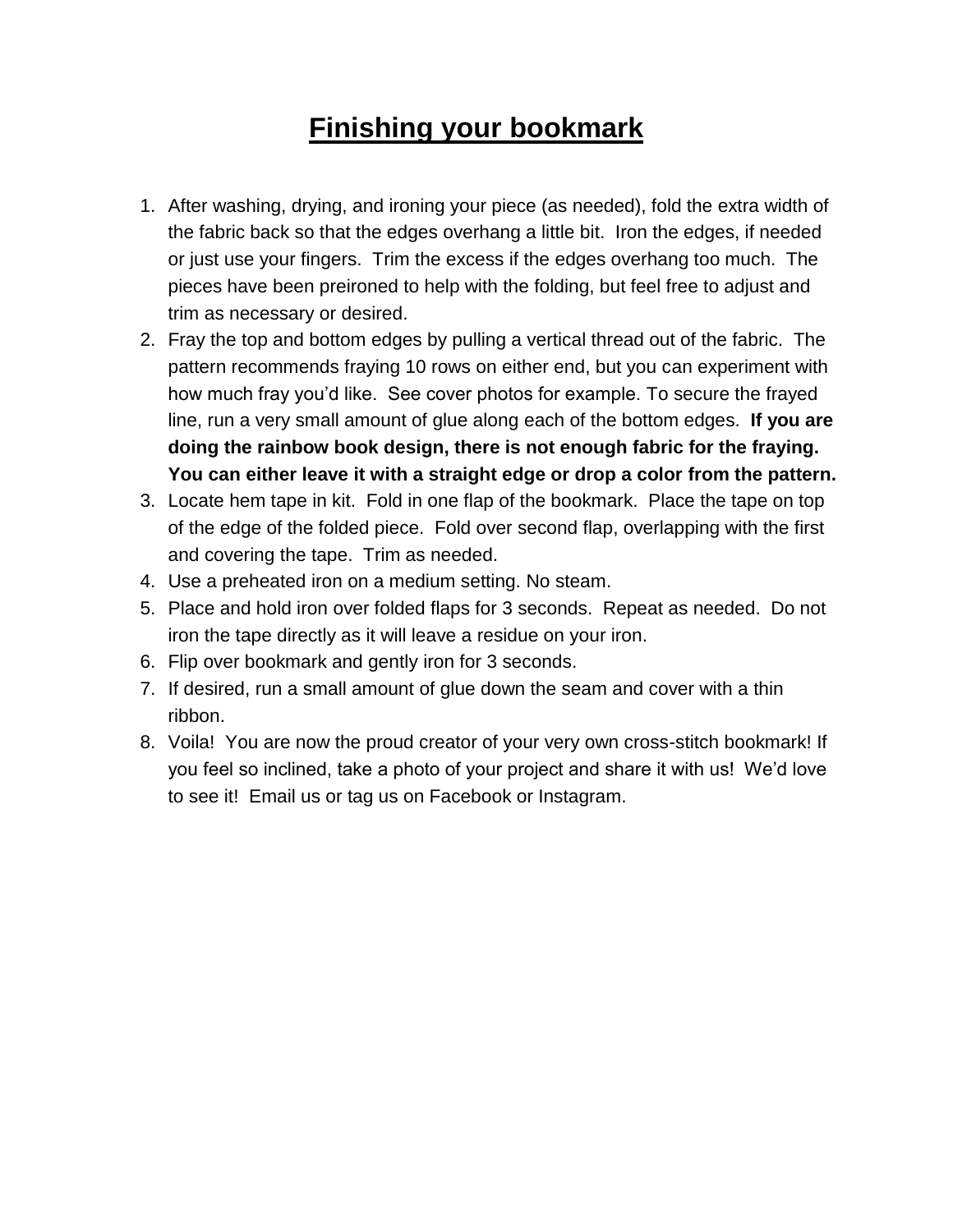# **Finishing your bookmark**

1. After washing, drying, and ironing your piece (as needed), fold the extra width of the fabric back so that the edges overhang a little bit. Iron the edges, if needed or just use your fingers. Trim the excess if the edges overhang too much. The pieces have been preironed to help with the folding, but feel free to adjust and trim as necessary or desired.
2. Fray the top and bottom edges by pulling a vertical thread out of the fabric. The pattern recommends fraying 10 rows on either end, but you can experiment with how much fray you'd like. See cover photos for example. To secure the frayed line, run a very small amount of glue along each of the bottom edges. **If you are doing the rainbow book design, there is not enough fabric for the fraying. You can either leave it with a straight edge or drop a color from the pattern.**
3. Locate hem tape in kit. Fold in one flap of the bookmark. Place the tape on top of the edge of the folded piece. Fold over second flap, overlapping with the first and covering the tape. Trim as needed.
4. Use a preheated iron on a medium setting. No steam.
5. Place and hold iron over folded flaps for 3 seconds. Repeat as needed. Do not iron the tape directly as it will leave a residue on your iron.
6. Flip over bookmark and gently iron for 3 seconds.
7. If desired, run a small amount of glue down the seam and cover with a thin ribbon.
8. Voila! You are now the proud creator of your very own cross-stitch bookmark! If you feel so inclined, take a photo of your project and share it with us! We'd love to see it! Email us or tag us on Facebook or Instagram.